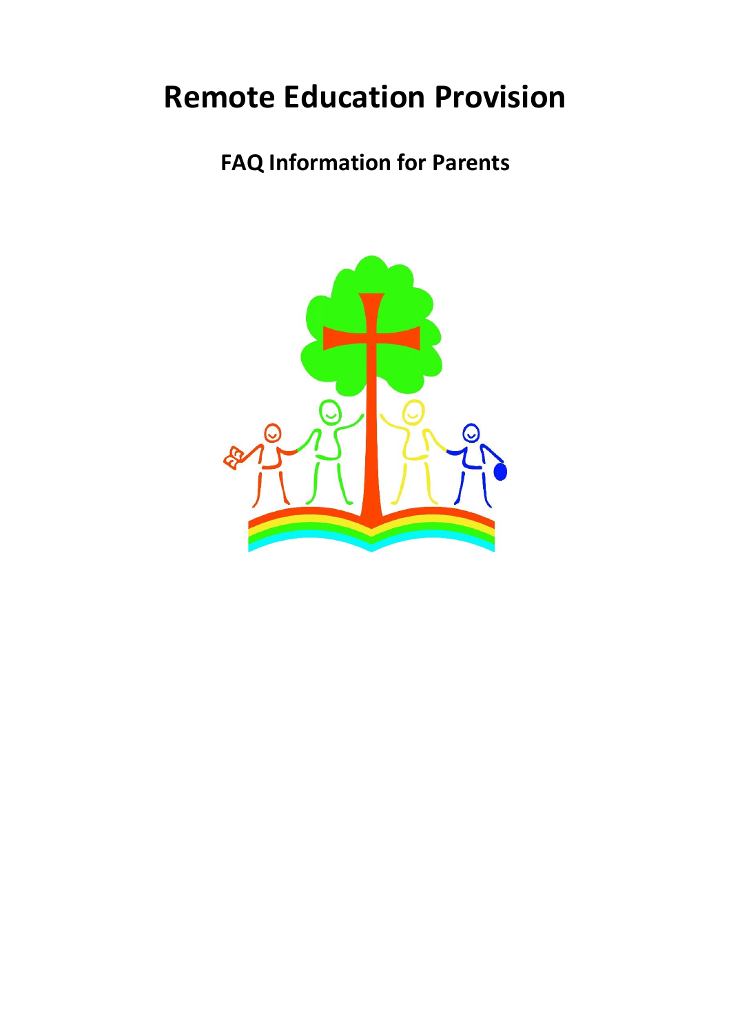# Remote Education Provision

## FAQ Information for Parents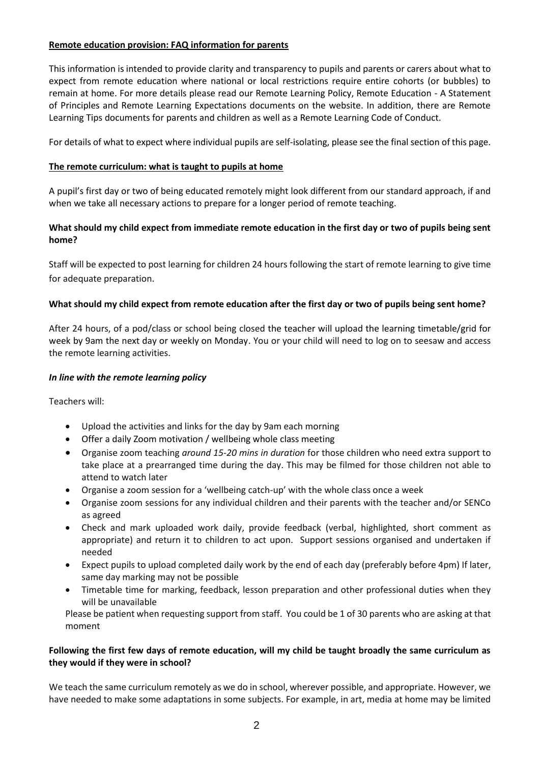**Remote education provision: FAQ information for parents**

This information is intended to provide clarity and transparency to pupils and parents or carers about what to expect from remote education where national or local restrictions require entire cohorts (or bubbles) to remain at home. For more details please read our Remote Learning Policy, Remote Education - A Statement of Principles and Remote Learning Expectations documents on the website. In addition, there are Remote Learning Tips documents for parents and children as well as a Remote Learning Code of Conduct.

For details of what to expect where individual pupils are self-isolating, please see the final section of this page.

**The remote curriculum: what is taught to pupils at home**

A pupil's first day or two of being educated remotely might look different from our standard approach, if and when we take all necessary actions to prepare for a longer period of remote teaching.

**What should my child expect from immediate remote education in the first day or two of pupils being sent home?**

Staff will be expected to post learning for children 24 hours following the start of remote learning to give time for adequate preparation.

**What should my child expect from remote education after the first day or two of pupils being sent home?**

After 24 hours, of a pod/class or school being closed the teacher will upload the learning timetable/grid for week by 9am the next day or weekly on Monday. You or your child will need to log on to seesaw and access the remote learning activities.

***In line with the remote learning policy***

Teachers will:

- Upload the activities and links for the day by 9am each morning
- Offer a daily Zoom motivation / wellbeing whole class meeting
- Organise zoom teaching *around 15-20 mins in duration* for those children who need extra support to take place at a prearranged time during the day. This may be filmed for those children not able to attend to watch later
- Organise a zoom session for a 'wellbeing catch-up' with the whole class once a week
- Organise zoom sessions for any individual children and their parents with the teacher and/or SENCo as agreed
- Check and mark uploaded work daily, provide feedback (verbal, highlighted, short comment as appropriate) and return it to children to act upon. Support sessions organised and undertaken if needed
- Expect pupils to upload completed daily work by the end of each day (preferably before 4pm) If later, same day marking may not be possible
- Timetable time for marking, feedback, lesson preparation and other professional duties when they will be unavailable

Please be patient when requesting support from staff. You could be 1 of 30 parents who are asking at that moment

**Following the first few days of remote education, will my child be taught broadly the same curriculum as they would if they were in school?**

We teach the same curriculum remotely as we do in school, wherever possible, and appropriate. However, we have needed to make some adaptations in some subjects. For example, in art, media at home may be limited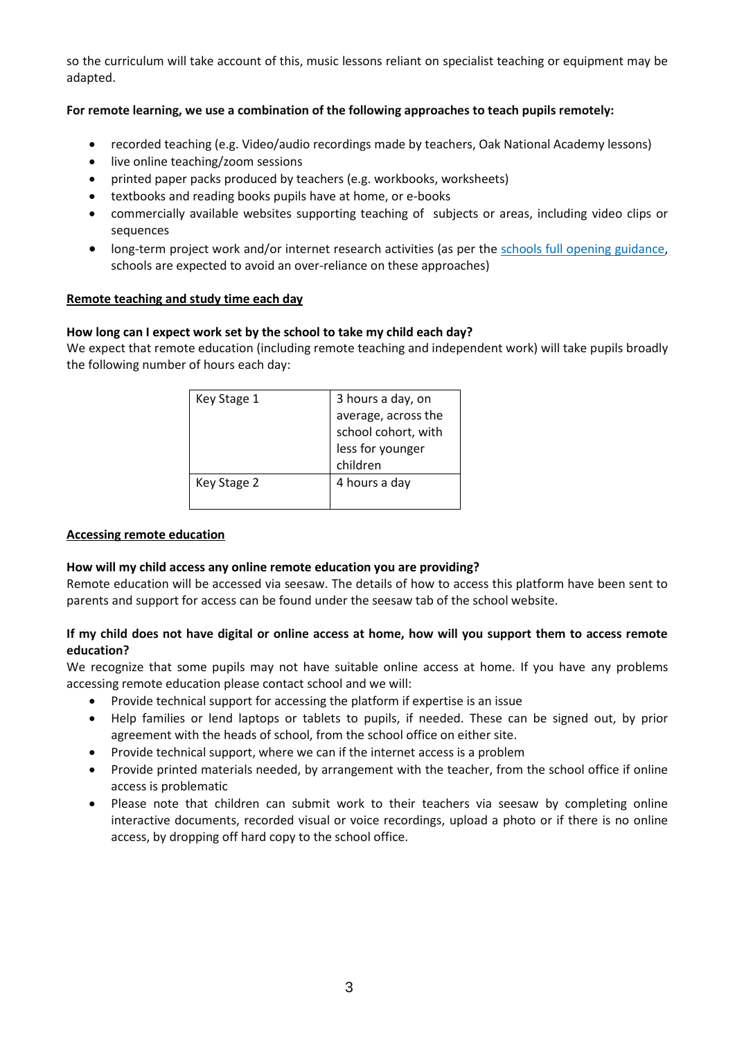so the curriculum will take account of this, music lessons reliant on specialist teaching or equipment may be adapted.

**For remote learning, we use a combination of the following approaches to teach pupils remotely:**

- recorded teaching (e.g. Video/audio recordings made by teachers, Oak National Academy lessons)
- live online teaching/zoom sessions
- printed paper packs produced by teachers (e.g. workbooks, worksheets)
- textbooks and reading books pupils have at home, or e-books
- commercially available websites supporting teaching of subjects or areas, including video clips or sequences
- long-term project work and/or internet research activities (as per the schools full opening guidance, schools are expected to avoid an over-reliance on these approaches)

## Remote teaching and study time each day

**How long can I expect work set by the school to take my child each day?**
We expect that remote education (including remote teaching and independent work) will take pupils broadly the following number of hours each day:

| | |
|---|---|
| Key Stage 1 | 3 hours a day, on average, across the school cohort, with less for younger children |
| Key Stage 2 | 4 hours a day |

## Accessing remote education

**How will my child access any online remote education you are providing?**
Remote education will be accessed via seesaw. The details of how to access this platform have been sent to parents and support for access can be found under the seesaw tab of the school website.

**If my child does not have digital or online access at home, how will you support them to access remote education?**
We recognize that some pupils may not have suitable online access at home. If you have any problems accessing remote education please contact school and we will:

- Provide technical support for accessing the platform if expertise is an issue
- Help families or lend laptops or tablets to pupils, if needed. These can be signed out, by prior agreement with the heads of school, from the school office on either site.
- Provide technical support, where we can if the internet access is a problem
- Provide printed materials needed, by arrangement with the teacher, from the school office if online access is problematic
- Please note that children can submit work to their teachers via seesaw by completing online interactive documents, recorded visual or voice recordings, upload a photo or if there is no online access, by dropping off hard copy to the school office.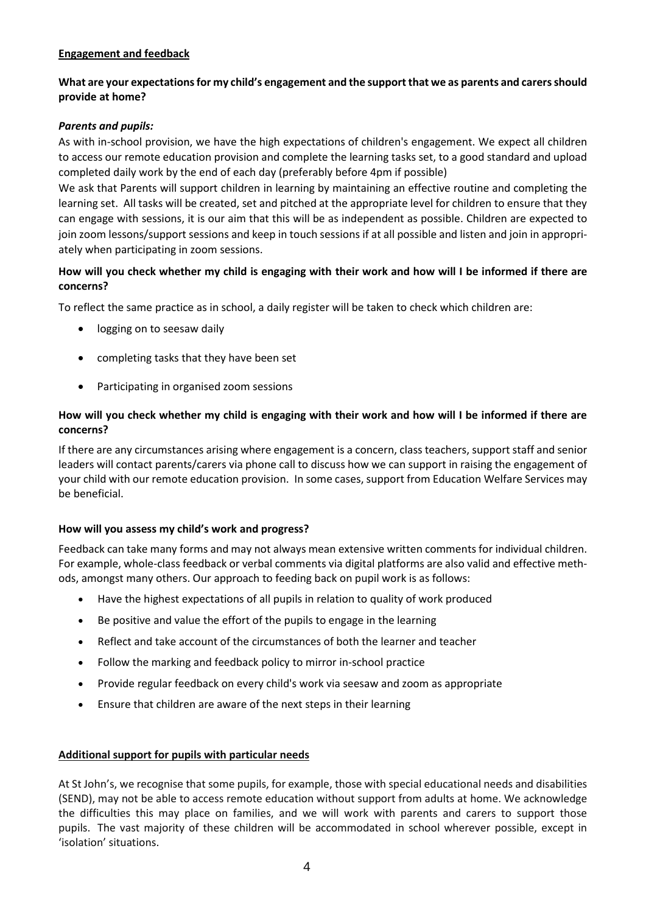## Engagement and feedback

**What are your expectations for my child's engagement and the support that we as parents and carers should provide at home?**

***Parents and pupils:***

As with in-school provision, we have the high expectations of children's engagement. We expect all children to access our remote education provision and complete the learning tasks set, to a good standard and upload completed daily work by the end of each day (preferably before 4pm if possible)

We ask that Parents will support children in learning by maintaining an effective routine and completing the learning set. All tasks will be created, set and pitched at the appropriate level for children to ensure that they can engage with sessions, it is our aim that this will be as independent as possible. Children are expected to join zoom lessons/support sessions and keep in touch sessions if at all possible and listen and join in appropriately when participating in zoom sessions.

**How will you check whether my child is engaging with their work and how will I be informed if there are concerns?**

To reflect the same practice as in school, a daily register will be taken to check which children are:

- logging on to seesaw daily
- completing tasks that they have been set
- Participating in organised zoom sessions

**How will you check whether my child is engaging with their work and how will I be informed if there are concerns?**

If there are any circumstances arising where engagement is a concern, class teachers, support staff and senior leaders will contact parents/carers via phone call to discuss how we can support in raising the engagement of your child with our remote education provision. In some cases, support from Education Welfare Services may be beneficial.

**How will you assess my child's work and progress?**

Feedback can take many forms and may not always mean extensive written comments for individual children. For example, whole-class feedback or verbal comments via digital platforms are also valid and effective methods, amongst many others. Our approach to feeding back on pupil work is as follows:

- Have the highest expectations of all pupils in relation to quality of work produced
- Be positive and value the effort of the pupils to engage in the learning
- Reflect and take account of the circumstances of both the learner and teacher
- Follow the marking and feedback policy to mirror in-school practice
- Provide regular feedback on every child's work via seesaw and zoom as appropriate
- Ensure that children are aware of the next steps in their learning

## Additional support for pupils with particular needs

At St John's, we recognise that some pupils, for example, those with special educational needs and disabilities (SEND), may not be able to access remote education without support from adults at home. We acknowledge the difficulties this may place on families, and we will work with parents and carers to support those pupils. The vast majority of these children will be accommodated in school wherever possible, except in 'isolation' situations.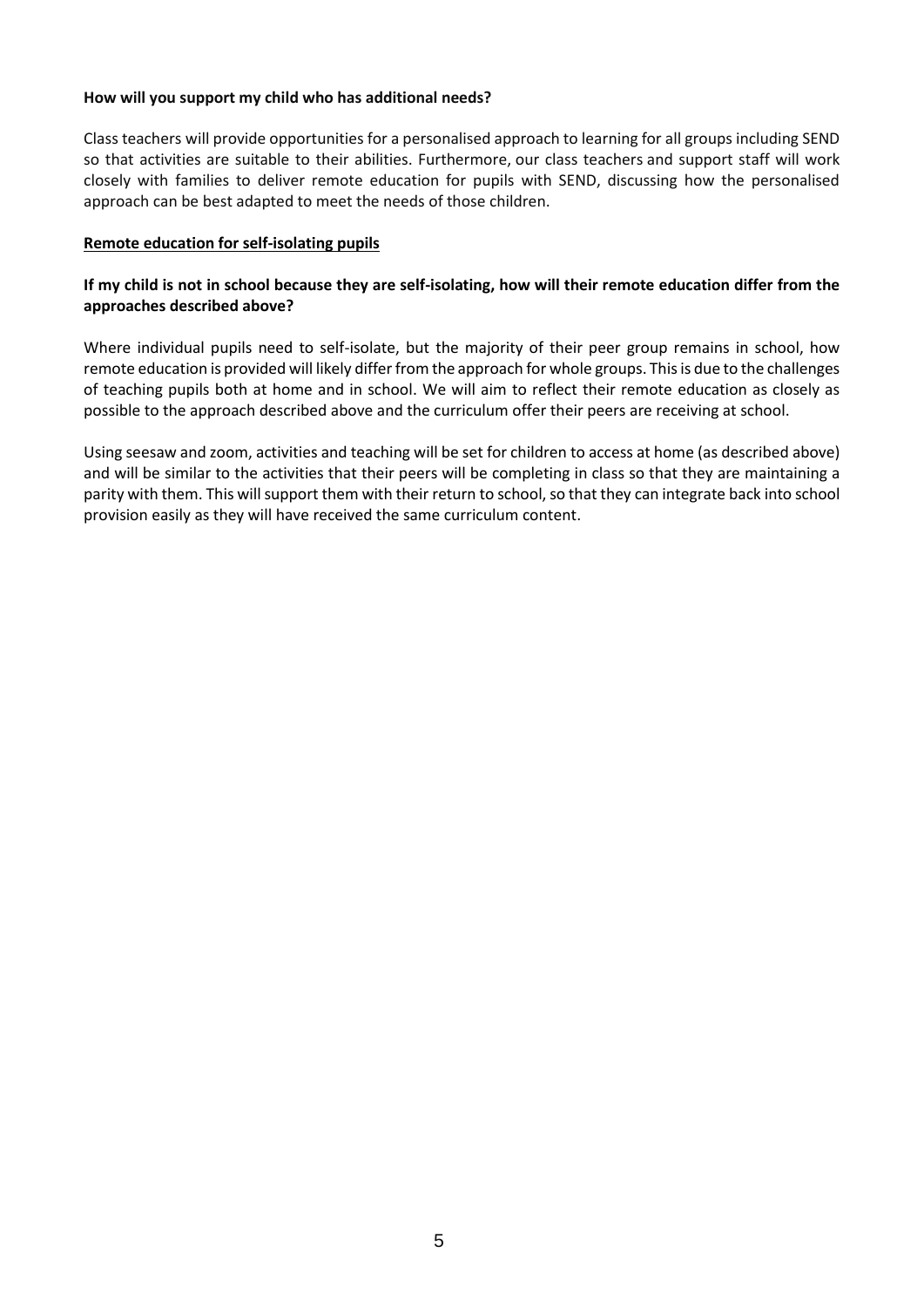**How will you support my child who has additional needs?**

Class teachers will provide opportunities for a personalised approach to learning for all groups including SEND so that activities are suitable to their abilities. Furthermore, our class teachers and support staff will work closely with families to deliver remote education for pupils with SEND, discussing how the personalised approach can be best adapted to meet the needs of those children.

## Remote education for self-isolating pupils

**If my child is not in school because they are self-isolating, how will their remote education differ from the approaches described above?**

Where individual pupils need to self-isolate, but the majority of their peer group remains in school, how remote education is provided will likely differ from the approach for whole groups. This is due to the challenges of teaching pupils both at home and in school. We will aim to reflect their remote education as closely as possible to the approach described above and the curriculum offer their peers are receiving at school.

Using seesaw and zoom, activities and teaching will be set for children to access at home (as described above) and will be similar to the activities that their peers will be completing in class so that they are maintaining a parity with them. This will support them with their return to school, so that they can integrate back into school provision easily as they will have received the same curriculum content.